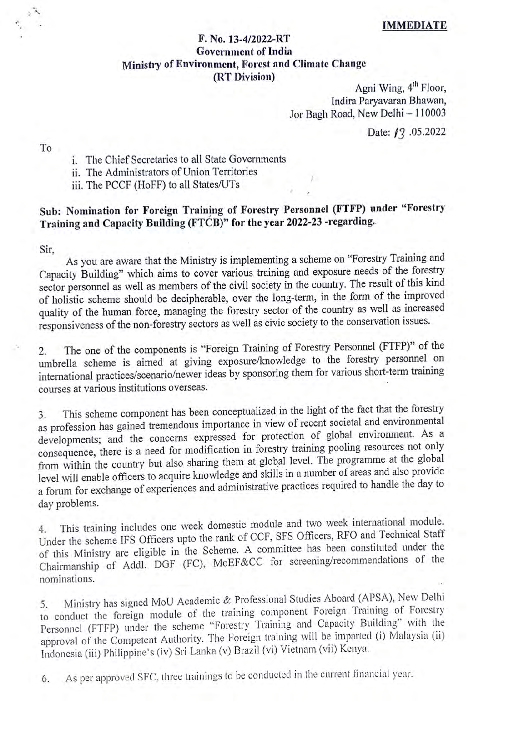**IMMEDIATE**

**F. No. 13-4/2022-RT**
**Government of India**
**Ministry of Environment, Forest and Climate Change**
**(RT Division)**

Agni Wing, 4th Floor,
Indira Paryavaran Bhawan,
Jor Bagh Road, New Delhi – 110003

Date: 13 .05.2022

To

i. The Chief Secretaries to all State Governments
ii. The Administrators of Union Territories
iii. The PCCF (HoFF) to all States/UTs

**Sub: Nomination for Foreign Training of Forestry Personnel (FTFP) under "Forestry Training and Capacity Building (FTCB)" for the year 2022-23 -regarding.**

Sir,

As you are aware that the Ministry is implementing a scheme on "Forestry Training and Capacity Building" which aims to cover various training and exposure needs of the forestry sector personnel as well as members of the civil society in the country. The result of this kind of holistic scheme should be decipherable, over the long-term, in the form of the improved quality of the human force, managing the forestry sector of the country as well as increased responsiveness of the non-forestry sectors as well as civic society to the conservation issues.

2. The one of the components is "Foreign Training of Forestry Personnel (FTFP)" of the umbrella scheme is aimed at giving exposure/knowledge to the forestry personnel on international practices/scenario/newer ideas by sponsoring them for various short-term training courses at various institutions overseas.

3. This scheme component has been conceptualized in the light of the fact that the forestry as profession has gained tremendous importance in view of recent societal and environmental developments; and the concerns expressed for protection of global environment. As a consequence, there is a need for modification in forestry training pooling resources not only from within the country but also sharing them at global level. The programme at the global level will enable officers to acquire knowledge and skills in a number of areas and also provide a forum for exchange of experiences and administrative practices required to handle the day to day problems.

4. This training includes one week domestic module and two week international module. Under the scheme IFS Officers upto the rank of CCF, SFS Officers, RFO and Technical Staff of this Ministry are eligible in the Scheme. A committee has been constituted under the Chairmanship of Addl. DGF (FC), MoEF&CC for screening/recommendations of the nominations.

5. Ministry has signed MoU Academic & Professional Studies Aboard (APSA), New Delhi to conduct the foreign module of the training component Foreign Training of Forestry Personnel (FTFP) under the scheme "Forestry Training and Capacity Building" with the approval of the Competent Authority. The Foreign training will be imparted (i) Malaysia (ii) Indonesia (iii) Philippine's (iv) Sri Lanka (v) Brazil (vi) Vietnam (vii) Kenya.

6. As per approved SFC, three trainings to be conducted in the current financial year.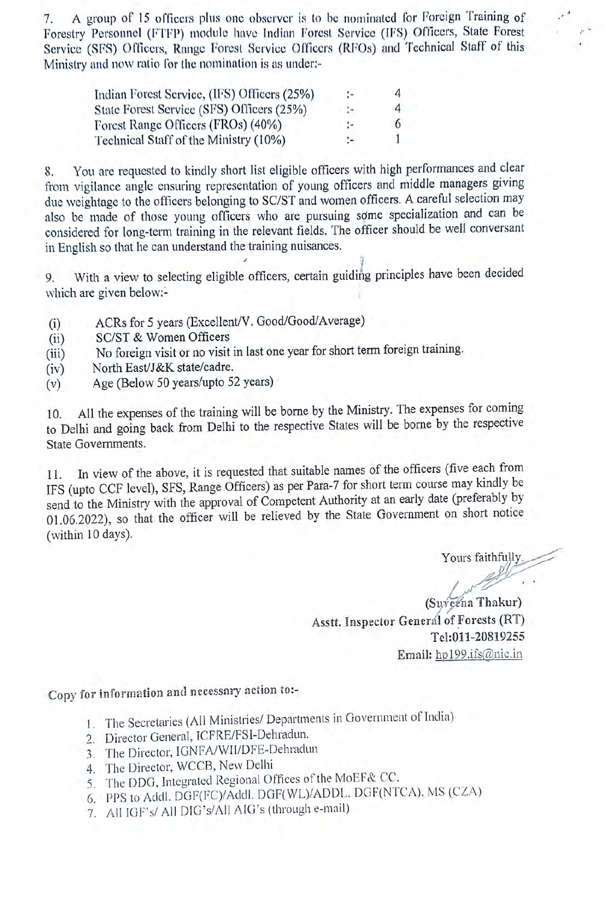7. A group of 15 officers plus one observer is to be nominated for Foreign Training of Forestry Personnel (FTFP) module have Indian Forest Service (IFS) Officers, State Forest Service (SFS) Officers, Range Forest Service Officers (RFOs) and Technical Staff of this Ministry and now ratio for the nomination is as under:-

| | | |
|---|---|---|
| Indian Forest Service, (IFS) Officers (25%) | :- | 4 |
| State Forest Service (SFS) Officers (25%) | :- | 4 |
| Forest Range Officers (FROs) (40%) | :- | 6 |
| Technical Staff of the Ministry (10%) | :- | 1 |

8. You are requested to kindly short list eligible officers with high performances and clear from vigilance angle ensuring representation of young officers and middle managers giving due weightage to the officers belonging to SC/ST and women officers. A careful selection may also be made of those young officers who are pursuing some specialization and can be considered for long-term training in the relevant fields. The officer should be well conversant in English so that he can understand the training nuisances.

9. With a view to selecting eligible officers, certain guiding principles have been decided which are given below:-

(i) ACRs for 5 years (Excellent/V. Good/Good/Average)
(ii) SC/ST & Women Officers
(iii) No foreign visit or no visit in last one year for short term foreign training.
(iv) North East/J&K state/cadre.
(v) Age (Below 50 years/upto 52 years)

10. All the expenses of the training will be borne by the Ministry. The expenses for coming to Delhi and going back from Delhi to the respective States will be borne by the respective State Governments.

11. In view of the above, it is requested that suitable names of the officers (five each from IFS (upto CCF level), SFS, Range Officers) as per Para-7 for short term course may kindly be send to the Ministry with the approval of Competent Authority at an early date (preferably by 01.06.2022), so that the officer will be relieved by the State Government on short notice (within 10 days).

Yours faithfully,

(Suveena Thakur)
Asstt. Inspector General of Forests (RT)
Tel:011-20819255
Email: hp199.ifs@nic.in

Copy for information and necessary action to:-

1. The Secretaries (All Ministries/ Departments in Government of India)
2. Director General, ICFRE/FSI-Dehradun.
3. The Director, IGNFA/WII/DFE-Dehradun
4. The Director, WCCB, New Delhi
5. The DDG, Integrated Regional Offices of the MoEF& CC.
6. PPS to Addl. DGF(FC)/Addl. DGF(WL)/ADDL. DGF(NTCA), MS (CZA)
7. All IGF's/ All DIG's/All AIG's (through e-mail)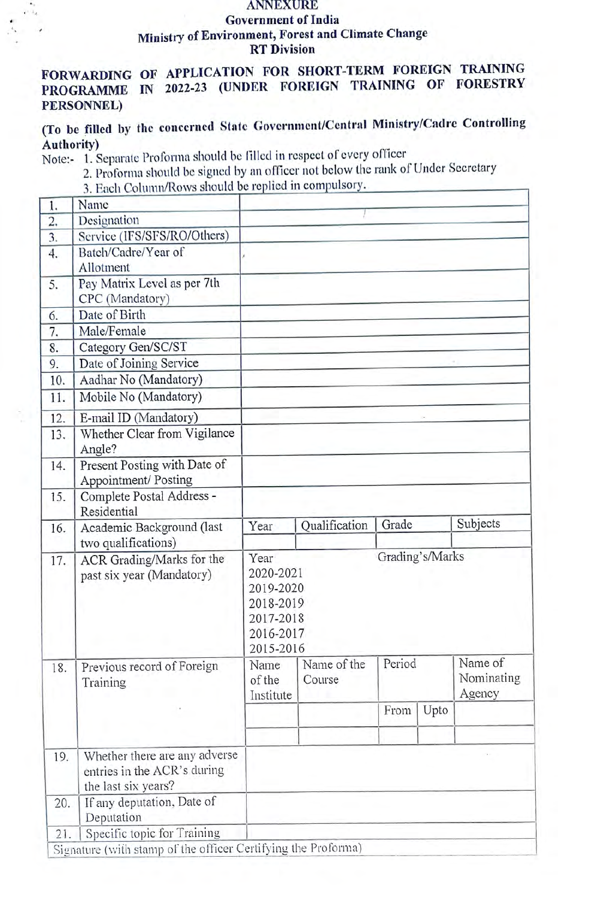**ANNEXURE**
**Government of India**
**Ministry of Environment, Forest and Climate Change**
**RT Division**

## FORWARDING OF APPLICATION FOR SHORT-TERM FOREIGN TRAINING PROGRAMME IN 2022-23 (UNDER FOREIGN TRAINING OF FORESTRY PERSONNEL)

**(To be filled by the concerned State Government/Central Ministry/Cadre Controlling Authority)**

Note:- 1. Separate Proforma should be filled in respect of every officer
2. Proforma should be signed by an officer not below the rank of Under Secretary
3. Each Column/Rows should be replied in compulsory.

| | | | | | | |
|---|---|---|---|---|---|---|
| 1. | Name | | | | | |
| 2. | Designation | | | | | |
| 3. | Service (IFS/SFS/RO/Others) | | | | | |
| 4. | Batch/Cadre/Year of Allotment | | | | | |
| 5. | Pay Matrix Level as per 7th CPC (Mandatory) | | | | | |
| 6. | Date of Birth | | | | | |
| 7. | Male/Female | | | | | |
| 8. | Category Gen/SC/ST | | | | | |
| 9. | Date of Joining Service | | | | | |
| 10. | Aadhar No (Mandatory) | | | | | |
| 11. | Mobile No (Mandatory) | | | | | |
| 12. | E-mail ID (Mandatory) | | | | | |
| 13. | Whether Clear from Vigilance Angle? | | | | | |
| 14. | Present Posting with Date of Appointment/ Posting | | | | | |
| 15. | Complete Postal Address - Residential | | | | | |
| 16. | Academic Background (last two qualifications) | Year | Qualification | Grade | | Subjects |
| | | | | | | |
| 17. | ACR Grading/Marks for the past six year (Mandatory) | Year<br>2020-2021<br>2019-2020<br>2018-2019<br>2017-2018<br>2016-2017<br>2015-2016 | | Grading's/Marks | | |
| 18. | Previous record of Foreign Training | Name of the Institute | Name of the Course | Period | | Name of Nominating Agency |
| | | | | From | Upto | |
| | | | | | | |
| 19. | Whether there are any adverse entries in the ACR's during the last six years? | | | | | |
| 20. | If any deputation, Date of Deputation | | | | | |
| 21. | Specific topic for Training | | | | | |

Signature (with stamp of the officer Certifying the Proforma)